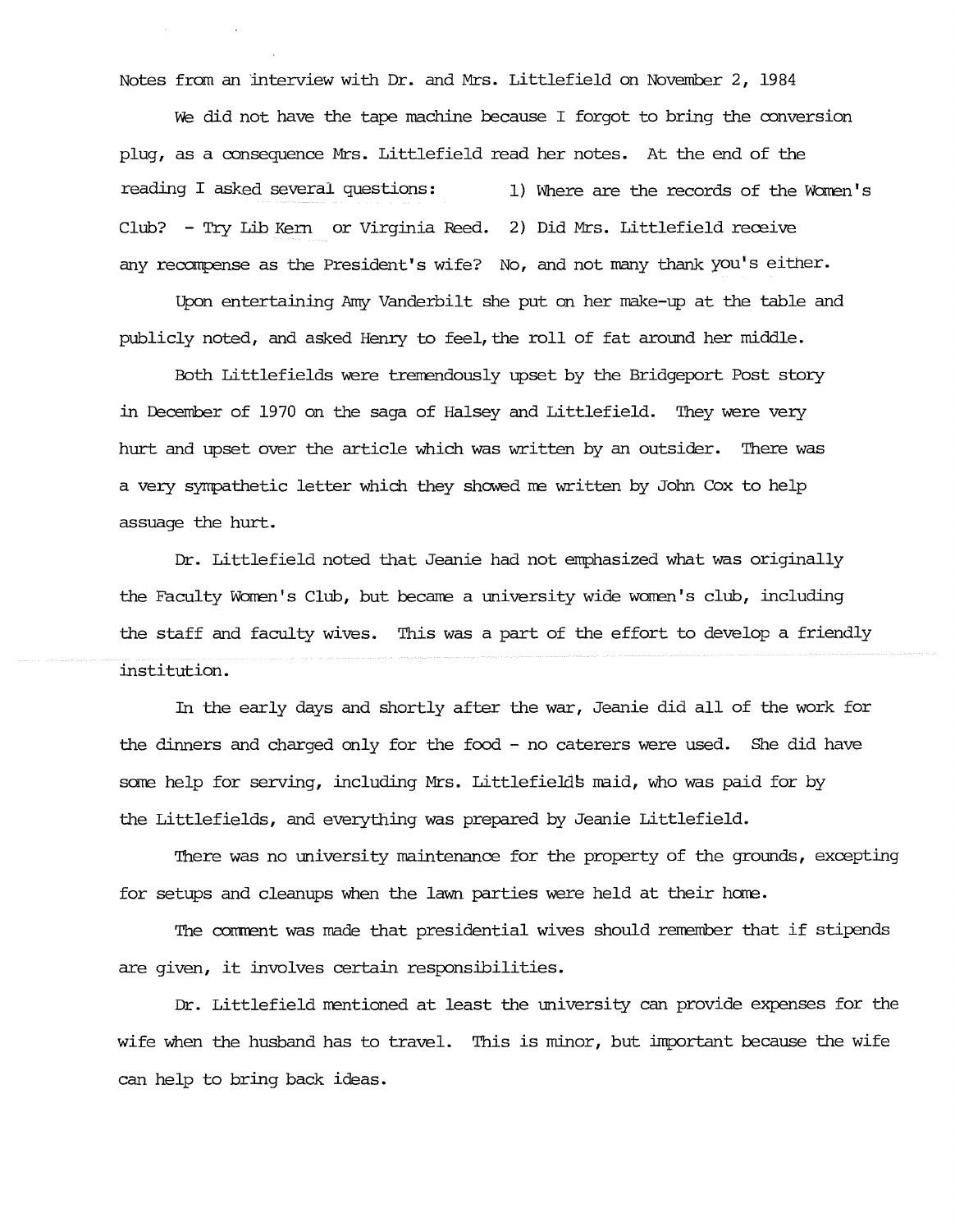Notes from an interview with Dr. and Mrs. Littlefield on November 2, 1984

We did not have the tape machine because I forgot to bring the conversion plug, as a consequence Mrs. Littlefield read her notes. At the end of the reading I asked several questions: 1) Where are the records of the Women's Club? - Try Lib Kern or Virginia Reed. 2) Did Mrs. Littlefield receive any recompense as the President's wife? No, and not many thank you's either.

Upon entertaining Amy Vanderbilt she put on her make-up at the table and publicly noted, and asked Henry to feel, the roll of fat around her middle.

Both Littlefields were tremendously upset by the Bridgeport Post story in December of 1970 on the saga of Halsey and Littlefield. They were very hurt and upset over the article which was written by an outsider. There was a very sympathetic letter which they showed me written by John Cox to help assuage the hurt.

Dr. Littlefield noted that Jeanie had not emphasized what was originally the Faculty Women's Club, but became a university wide women's club, including the staff and faculty wives. This was a part of the effort to develop a friendly institution.

In the early days and shortly after the war, Jeanie did all of the work for the dinners and charged only for the food - no caterers were used. She did have some help for serving, including Mrs. Littlefield's maid, who was paid for by the Littlefields, and everything was prepared by Jeanie Littlefield.

There was no university maintenance for the property of the grounds, excepting for setups and cleanups when the lawn parties were held at their home.

The comment was made that presidential wives should remember that if stipends are given, it involves certain responsibilities.

Dr. Littlefield mentioned at least the university can provide expenses for the wife when the husband has to travel. This is minor, but important because the wife can help to bring back ideas.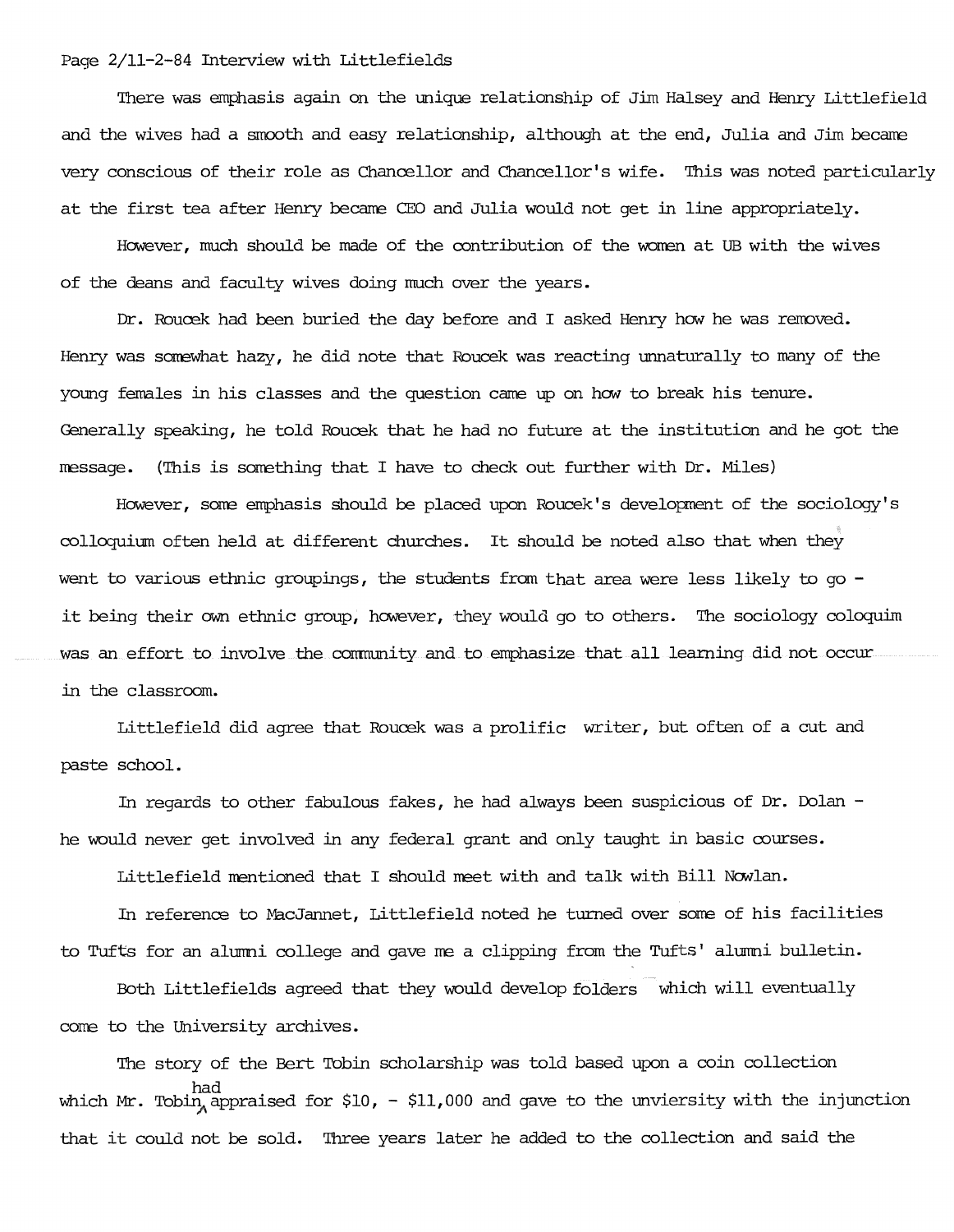There was emphasis again on the unique relationship of Jim Halsey and Henry Littlefield and the wives had a smooth and easy relationship, although at the end, Julia and Jim became very conscious of their role as Chancellor and Chancellor's wife. This was noted particularly at the first tea after Henry became CEO and Julia would not get in line appropriately.

However, much should be made of the contribution of the women at UB with the wives of the deans and faculty wives doing much over the years.

Dr. Roucek had been buried the day before and I asked Henry how he was removed. Henry was somewhat hazy, he did note that Roucek was reacting unnaturally to many of the young females in his classes and the question came up on how to break his tenure. Generally speaking, he told Roucek that he had no future at the institution and he got the message. (This is something that I have to check out further with Dr. Miles)

However, some emphasis should be placed upon Roucek's development of the sociology's colloquium often held at different churches. It should be noted also that when they went to various ethnic groupings, the students from that area were less likely to go - it being their own ethnic group, however, they would go to others. The sociology coloquim was an effort to involve the community and to emphasize that all learning did not occur in the classroom.

Littlefield did agree that Roucek was a prolific writer, but often of a cut and paste school.

In regards to other fabulous fakes, he had always been suspicious of Dr. Dolan - he would never get involved in any federal grant and only taught in basic courses.

Littlefield mentioned that I should meet with and talk with Bill Nowlan.

In reference to MacJannet, Littlefield noted he turned over some of his facilities to Tufts for an alumni college and gave me a clipping from the Tufts' alumni bulletin.

Both Littlefields agreed that they would develop folders which will eventually come to the University archives.

The story of the Bert Tobin scholarship was told based upon a coin collection which Mr. Tobin had appraised for $10, - $11,000 and gave to the unviersity with the injunction that it could not be sold. Three years later he added to the collection and said the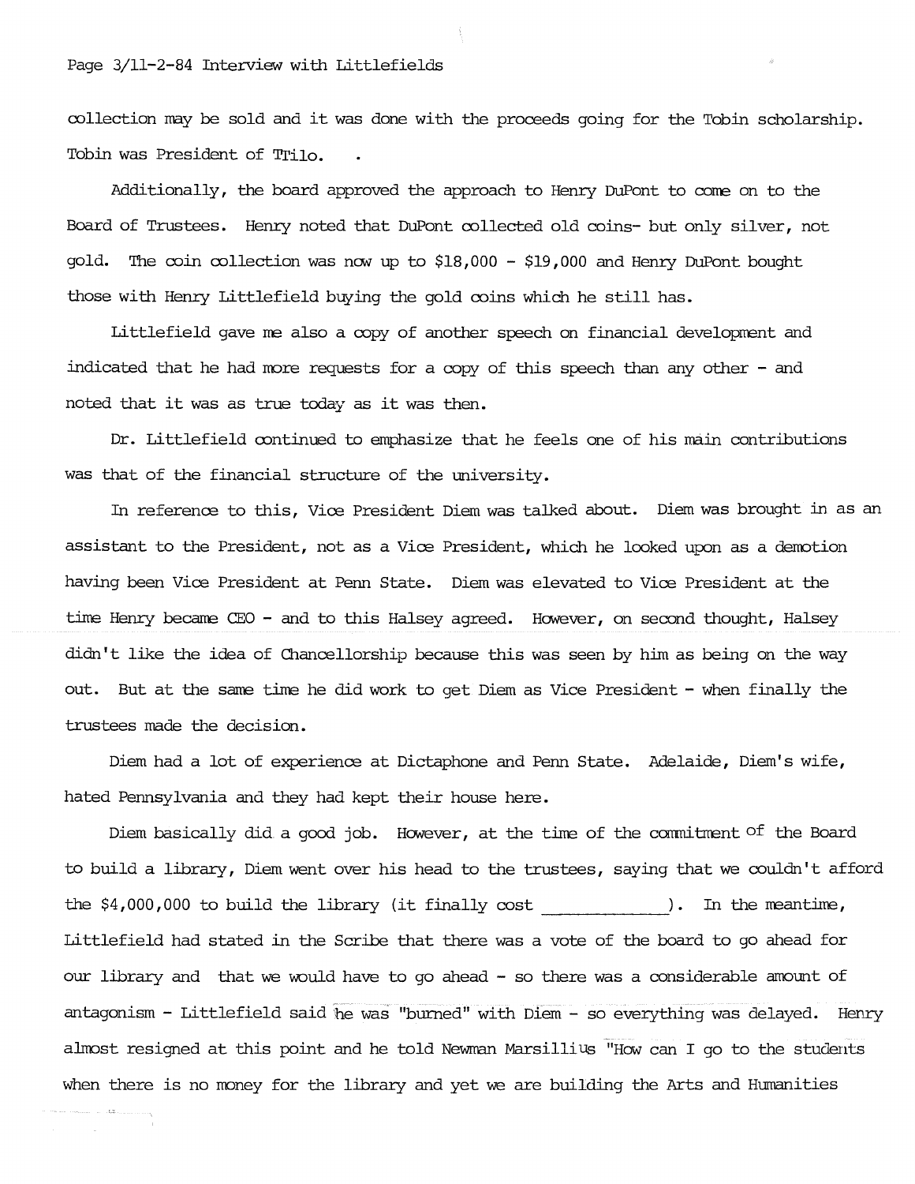collection may be sold and it was done with the proceeds going for the Tobin scholarship. Tobin was President of TTilo.

Additionally, the board approved the approach to Henry DuPont to come on to the Board of Trustees. Henry noted that DuPont collected old coins- but only silver, not gold. The coin collection was now up to $18,000 - $19,000 and Henry DuPont bought those with Henry Littlefield buying the gold coins which he still has.

Littlefield gave me also a copy of another speech on financial development and indicated that he had more requests for a copy of this speech than any other - and noted that it was as true today as it was then.

Dr. Littlefield continued to emphasize that he feels one of his main contributions was that of the financial structure of the university.

In reference to this, Vice President Diem was talked about. Diem was brought in as an assistant to the President, not as a Vice President, which he looked upon as a demotion having been Vice President at Penn State. Diem was elevated to Vice President at the time Henry became CEO - and to this Halsey agreed. However, on second thought, Halsey didn't like the idea of Chancellorship because this was seen by him as being on the way out. But at the same time he did work to get Diem as Vice President - when finally the trustees made the decision.

Diem had a lot of experience at Dictaphone and Penn State. Adelaide, Diem's wife, hated Pennsylvania and they had kept their house here.

Diem basically did a good job. However, at the time of the commitment of the Board to build a library, Diem went over his head to the trustees, saying that we couldn't afford the $4,000,000 to build the library (it finally cost ____________). In the meantime, Littlefield had stated in the Scribe that there was a vote of the board to go ahead for our library and that we would have to go ahead - so there was a considerable amount of antagonism - Littlefield said he was "burned" with Diem - so everything was delayed. Henry almost resigned at this point and he told Newman Marsillius "How can I go to the students when there is no money for the library and yet we are building the Arts and Humanities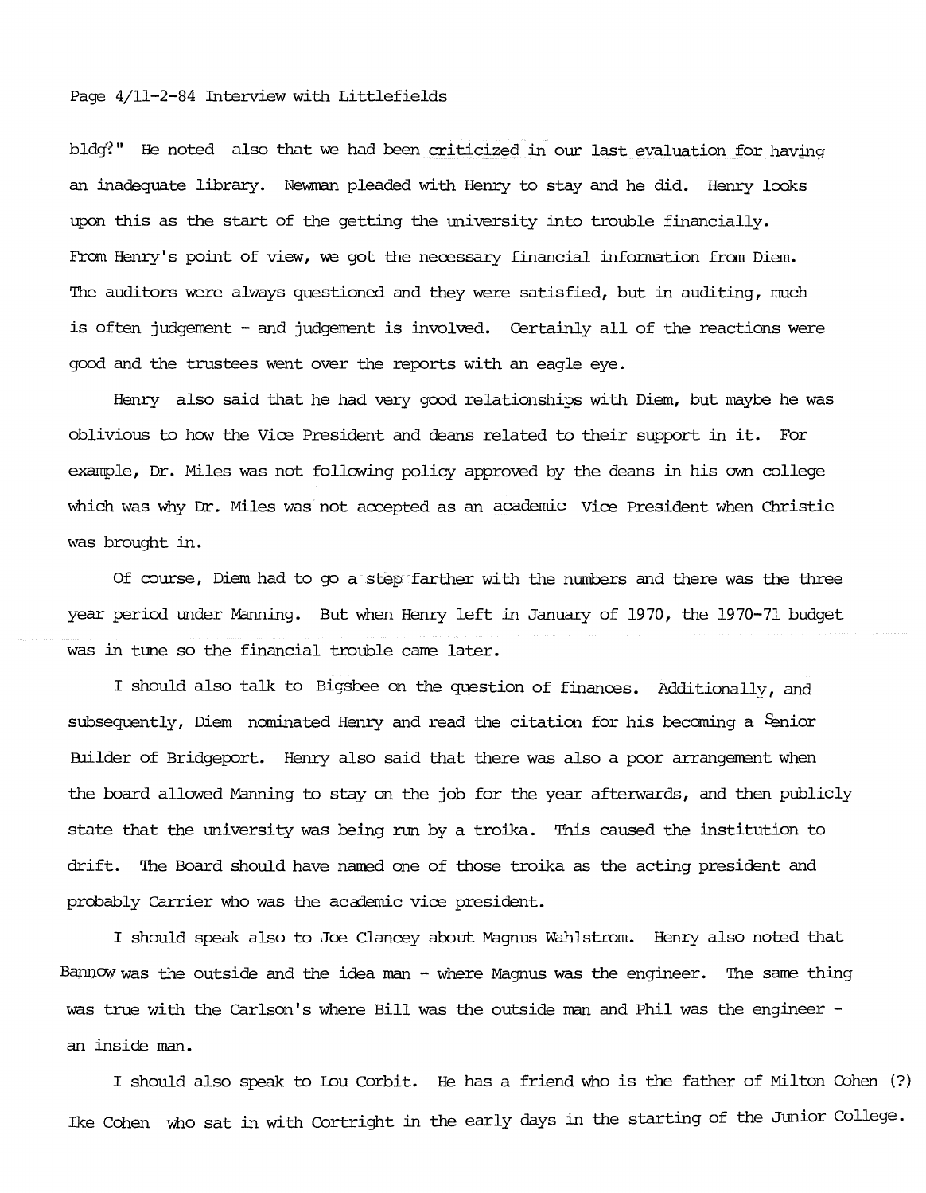bldg?" He noted also that we had been criticized in our last evaluation for having an inadequate library. Newman pleaded with Henry to stay and he did. Henry looks upon this as the start of the getting the university into trouble financially. From Henry's point of view, we got the necessary financial information from Diem. The auditors were always questioned and they were satisfied, but in auditing, much is often judgement - and judgement is involved. Certainly all of the reactions were good and the trustees went over the reports with an eagle eye.

Henry also said that he had very good relationships with Diem, but maybe he was oblivious to how the Vice President and deans related to their support in it. For example, Dr. Miles was not following policy approved by the deans in his own college which was why Dr. Miles was not accepted as an academic Vice President when Christie was brought in.

Of course, Diem had to go a step farther with the numbers and there was the three year period under Manning. But when Henry left in January of 1970, the 1970-71 budget was in tune so the financial trouble came later.

I should also talk to Bigsbee on the question of finances. Additionally, and subsequently, Diem nominated Henry and read the citation for his becoming a Senior Builder of Bridgeport. Henry also said that there was also a poor arrangement when the board allowed Manning to stay on the job for the year afterwards, and then publicly state that the university was being run by a troika. This caused the institution to drift. The Board should have named one of those troika as the acting president and probably Carrier who was the academic vice president.

I should speak also to Joe Clancey about Magnus Wahlstrom. Henry also noted that Bannow was the outside and the idea man - where Magnus was the engineer. The same thing was true with the Carlson's where Bill was the outside man and Phil was the engineer - an inside man.

I should also speak to Lou Corbit. He has a friend who is the father of Milton Cohen (?) Ike Cohen who sat in with Cortright in the early days in the starting of the Junior College.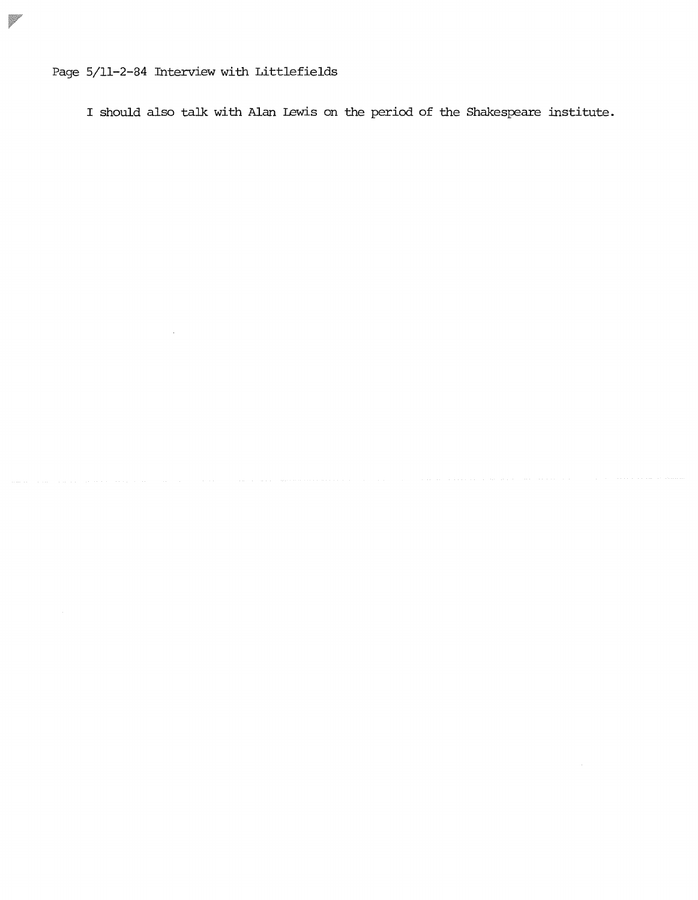I should also talk with Alan Lewis on the period of the Shakespeare institute.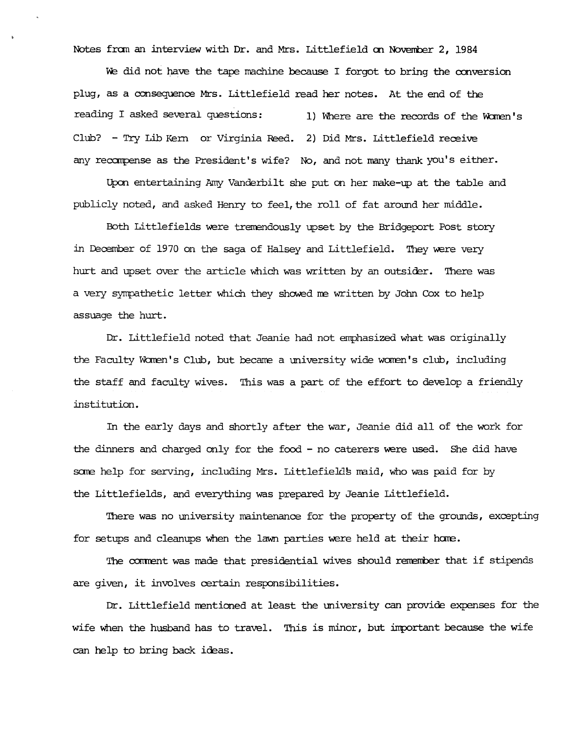Notes from an interview with Dr. and Mrs. Littlefield on November 2, 1984

We did not have the tape machine because I forgot to bring the conversion plug, as a consequence Mrs. Littlefield read her notes. At the end of the reading I asked several questions: 1) Where are the records of the Women's Club? - Try Lib Kern or Virginia Reed. 2) Did Mrs. Littlefield receive any recompense as the President's wife? No, and not many thank you's either.

Upon entertaining Amy Vanderbilt she put on her make-up at the table and publicly noted, and asked Henry to feel, the roll of fat around her middle.

Both Littlefields were tremendously upset by the Bridgeport Post story in December of 1970 on the saga of Halsey and Littlefield. They were very hurt and upset over the article which was written by an outsider. There was a very sympathetic letter which they showed me written by John Cox to help assuage the hurt.

Dr. Littlefield noted that Jeanie had not emphasized what was originally the Faculty Women's Club, but became a university wide women's club, including the staff and faculty wives. This was a part of the effort to develop a friendly institution.

In the early days and shortly after the war, Jeanie did all of the work for the dinners and charged only for the food - no caterers were used. She did have some help for serving, including Mrs. Littlefield's maid, who was paid for by the Littlefields, and everything was prepared by Jeanie Littlefield.

There was no university maintenance for the property of the grounds, excepting for setups and cleanups when the lawn parties were held at their home.

The comment was made that presidential wives should remember that if stipends are given, it involves certain responsibilities.

Dr. Littlefield mentioned at least the university can provide expenses for the wife when the husband has to travel. This is minor, but important because the wife can help to bring back ideas.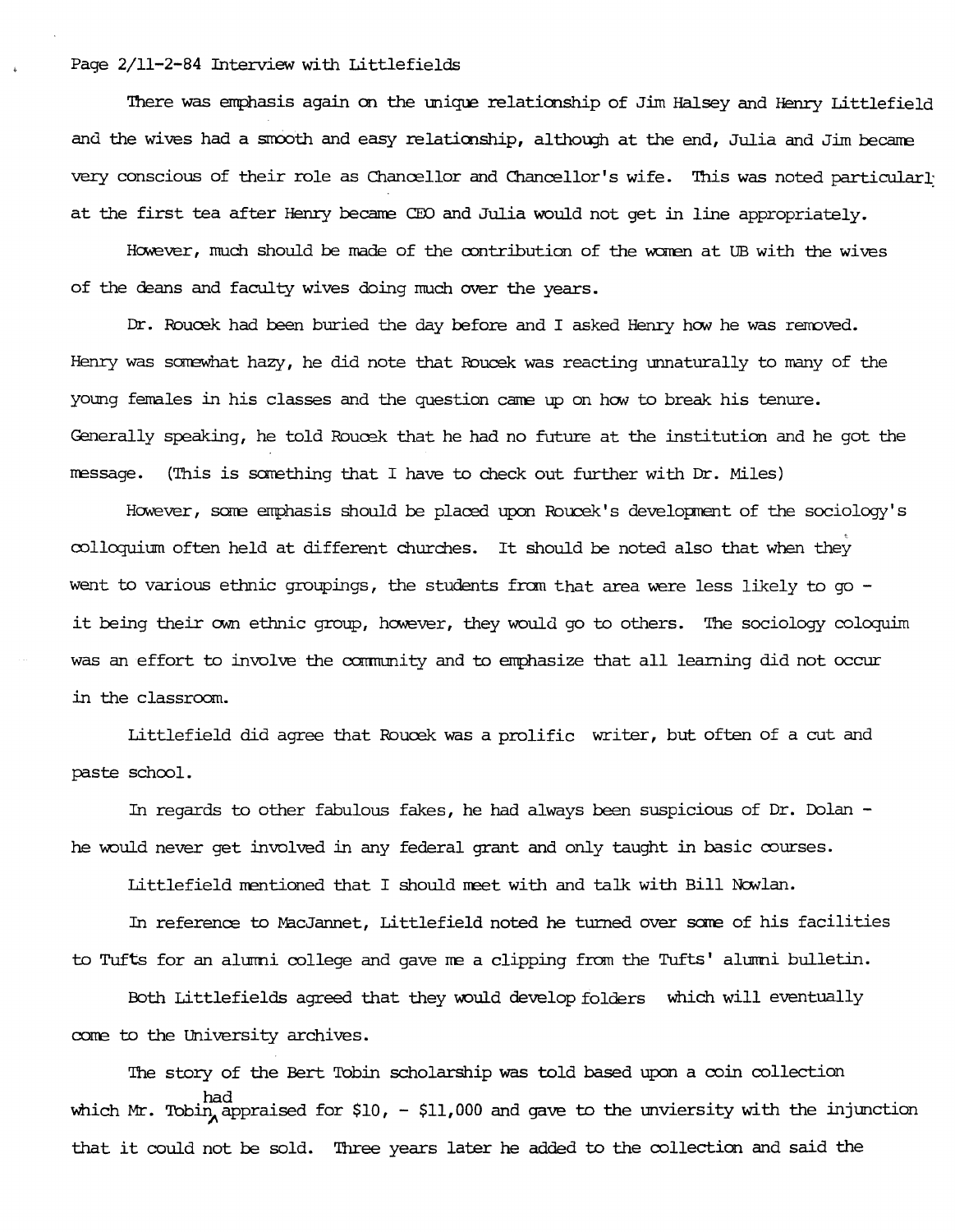Page 2/11-2-84 Interview with Littlefields

There was emphasis again on the unique relationship of Jim Halsey and Henry Littlefield and the wives had a smooth and easy relationship, although at the end, Julia and Jim became very conscious of their role as Chancellor and Chancellor's wife. This was noted particularl at the first tea after Henry became CEO and Julia would not get in line appropriately.

However, much should be made of the contribution of the women at UB with the wives of the deans and faculty wives doing much over the years.

Dr. Roucek had been buried the day before and I asked Henry how he was removed. Henry was somewhat hazy, he did note that Roucek was reacting unnaturally to many of the young females in his classes and the question came up on how to break his tenure. Generally speaking, he told Roucek that he had no future at the institution and he got the message. (This is something that I have to check out further with Dr. Miles)

However, some emphasis should be placed upon Roucek's development of the sociology's colloquium often held at different churches. It should be noted also that when they went to various ethnic groupings, the students from that area were less likely to go - it being their own ethnic group, however, they would go to others. The sociology coloquim was an effort to involve the community and to emphasize that all learning did not occur in the classroom.

Littlefield did agree that Roucek was a prolific writer, but often of a cut and paste school.

In regards to other fabulous fakes, he had always been suspicious of Dr. Dolan - he would never get involved in any federal grant and only taught in basic courses.

Littlefield mentioned that I should meet with and talk with Bill Nowlan.

In reference to MacJannet, Littlefield noted he turned over some of his facilities to Tufts for an alumni college and gave me a clipping from the Tufts' alumni bulletin.

Both Littlefields agreed that they would develop folders which will eventually come to the University archives.

The story of the Bert Tobin scholarship was told based upon a coin collection which Mr. Tobin had appraised for $10, - $11,000 and gave to the unviersity with the injunction that it could not be sold. Three years later he added to the collection and said the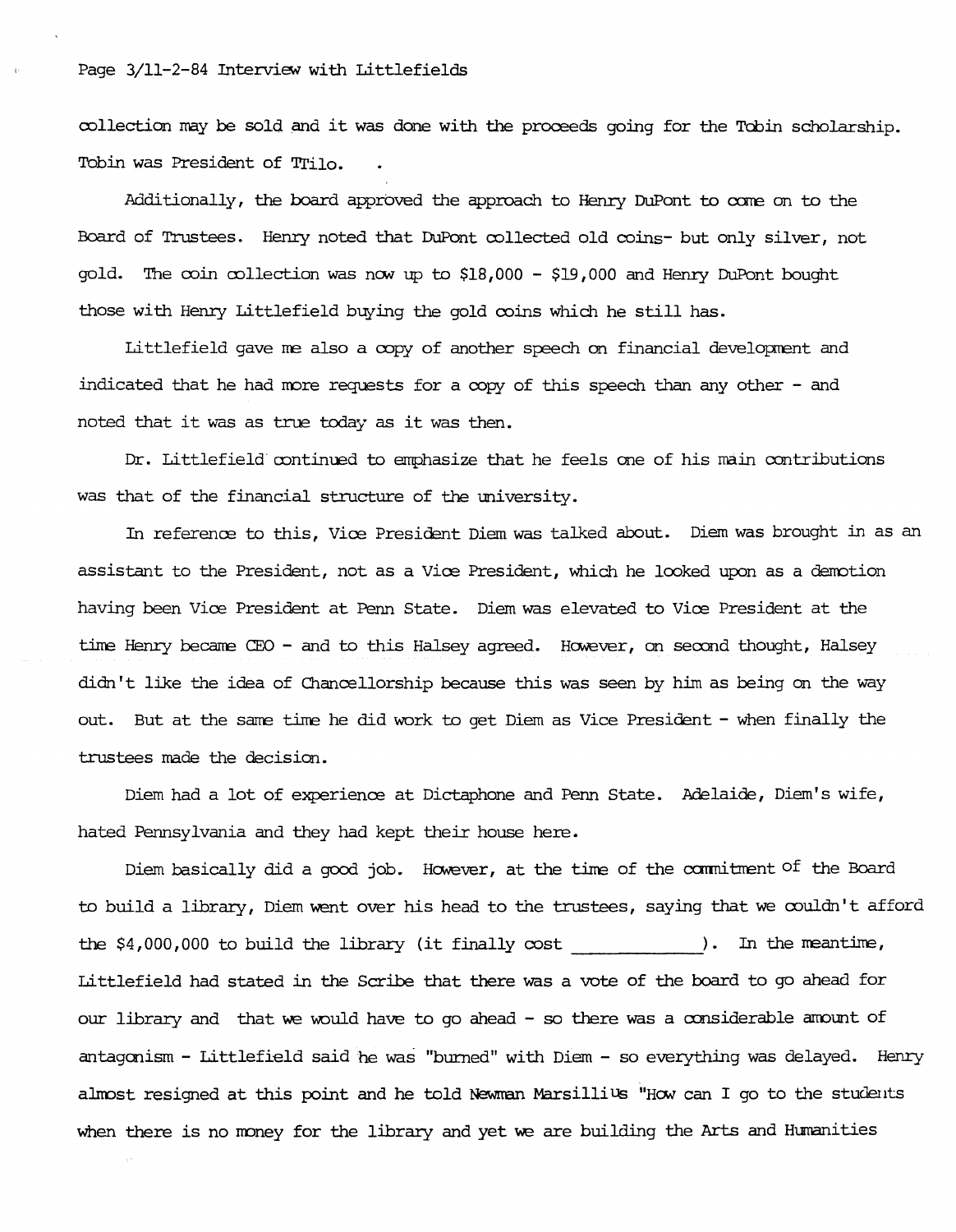collection may be sold and it was done with the proceeds going for the Tobin scholarship. Tobin was President of TTilo.

Additionally, the board approved the approach to Henry DuPont to come on to the Board of Trustees. Henry noted that DuPont collected old coins- but only silver, not gold. The coin collection was now up to \$18,000 - \$19,000 and Henry DuPont bought those with Henry Littlefield buying the gold coins which he still has.

Littlefield gave me also a copy of another speech on financial development and indicated that he had more requests for a copy of this speech than any other - and noted that it was as true today as it was then.

Dr. Littlefield continued to emphasize that he feels one of his main contributions was that of the financial structure of the university.

In reference to this, Vice President Diem was talked about. Diem was brought in as an assistant to the President, not as a Vice President, which he looked upon as a demotion having been Vice President at Penn State. Diem was elevated to Vice President at the time Henry became CEO - and to this Halsey agreed. However, on second thought, Halsey didn't like the idea of Chancellorship because this was seen by him as being on the way out. But at the same time he did work to get Diem as Vice President - when finally the trustees made the decision.

Diem had a lot of experience at Dictaphone and Penn State. Adelaide, Diem's wife, hated Pennsylvania and they had kept their house here.

Diem basically did a good job. However, at the time of the commitment of the Board to build a library, Diem went over his head to the trustees, saying that we couldn't afford the \$4,000,000 to build the library (it finally cost ____________). In the meantime, Littlefield had stated in the Scribe that there was a vote of the board to go ahead for our library and that we would have to go ahead - so there was a considerable amount of antagonism - Littlefield said he was "burned" with Diem - so everything was delayed. Henry almost resigned at this point and he told Newman Marsillius "How can I go to the students when there is no money for the library and yet we are building the Arts and Humanities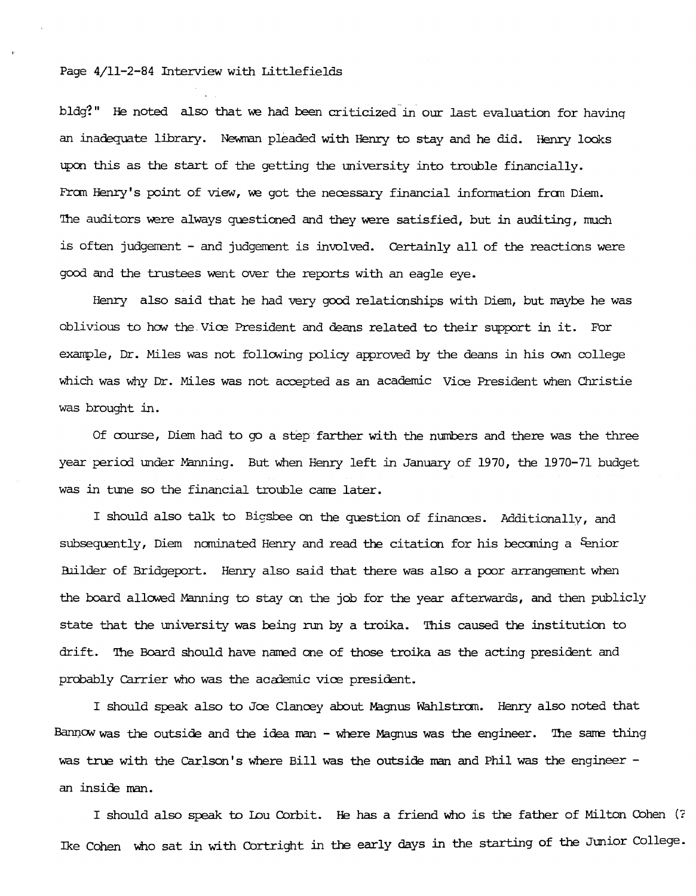bldg?" He noted also that we had been criticized in our last evaluation for having an inadequate library. Newman pleaded with Henry to stay and he did. Henry looks upon this as the start of the getting the university into trouble financially. From Henry's point of view, we got the necessary financial information from Diem. The auditors were always questioned and they were satisfied, but in auditing, much is often judgement - and judgement is involved. Certainly all of the reactions were good and the trustees went over the reports with an eagle eye.

Henry also said that he had very good relationships with Diem, but maybe he was oblivious to how the Vice President and deans related to their support in it. For example, Dr. Miles was not following policy approved by the deans in his own college which was why Dr. Miles was not accepted as an academic Vice President when Christie was brought in.

Of course, Diem had to go a step farther with the numbers and there was the three year period under Manning. But when Henry left in January of 1970, the 1970-71 budget was in tune so the financial trouble came later.

I should also talk to Bigsbee on the question of finances. Additionally, and subsequently, Diem nominated Henry and read the citation for his becoming a Senior Builder of Bridgeport. Henry also said that there was also a poor arrangement when the board allowed Manning to stay on the job for the year afterwards, and then publicly state that the university was being run by a troika. This caused the institution to drift. The Board should have named one of those troika as the acting president and probably Carrier who was the academic vice president.

I should speak also to Joe Clancey about Magnus Wahlstrom. Henry also noted that Bannow was the outside and the idea man - where Magnus was the engineer. The same thing was true with the Carlson's where Bill was the outside man and Phil was the engineer - an inside man.

I should also speak to Lou Corbit. He has a friend who is the father of Milton Cohen (? Ike Cohen who sat in with Cortright in the early days in the starting of the Junior College.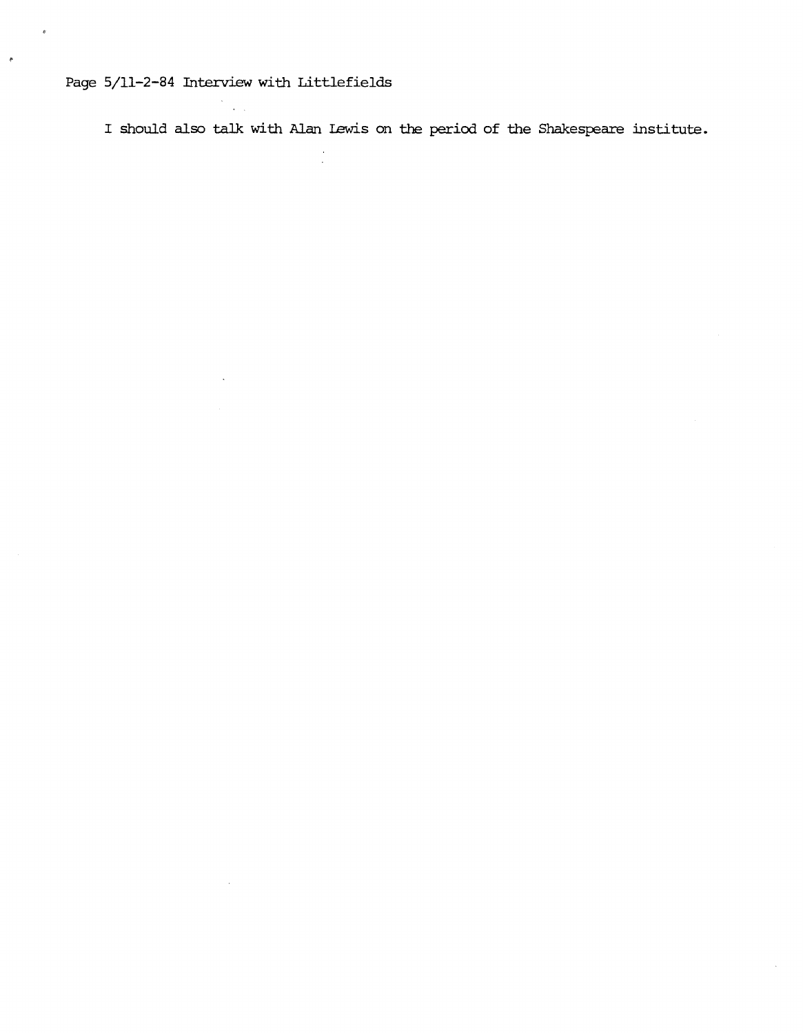I should also talk with Alan Lewis on the period of the Shakespeare institute.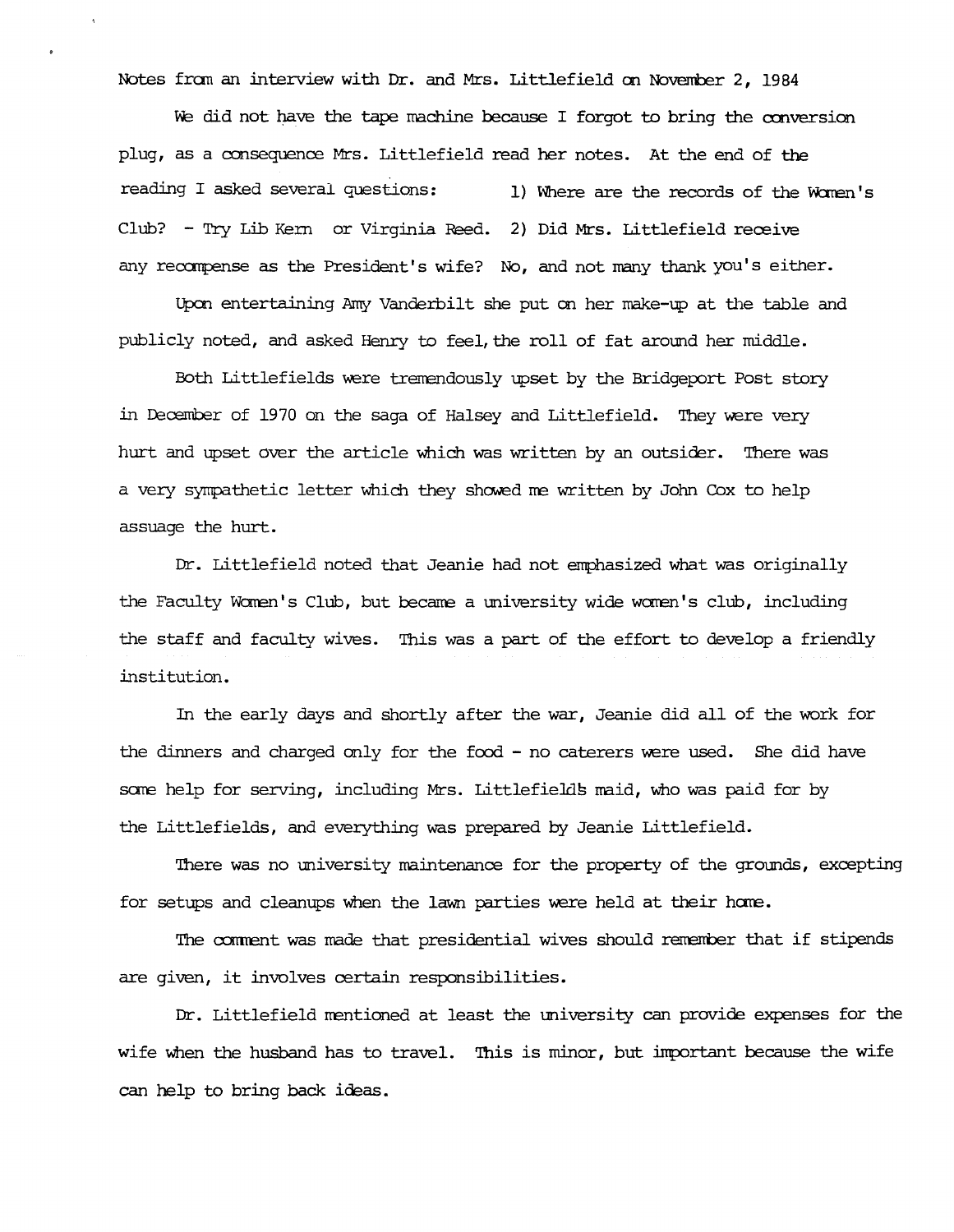Notes from an interview with Dr. and Mrs. Littlefield on November 2, 1984

We did not have the tape machine because I forgot to bring the conversion plug, as a consequence Mrs. Littlefield read her notes. At the end of the reading I asked several questions: 1) Where are the records of the Women's Club? - Try Lib Kern or Virginia Reed. 2) Did Mrs. Littlefield receive any recompense as the President's wife? No, and not many thank you's either.

Upon entertaining Amy Vanderbilt she put on her make-up at the table and publicly noted, and asked Henry to feel, the roll of fat around her middle.

Both Littlefields were tremendously upset by the Bridgeport Post story in December of 1970 on the saga of Halsey and Littlefield. They were very hurt and upset over the article which was written by an outsider. There was a very sympathetic letter which they showed me written by John Cox to help assuage the hurt.

Dr. Littlefield noted that Jeanie had not emphasized what was originally the Faculty Women's Club, but became a university wide women's club, including the staff and faculty wives. This was a part of the effort to develop a friendly institution.

In the early days and shortly after the war, Jeanie did all of the work for the dinners and charged only for the food - no caterers were used. She did have some help for serving, including Mrs. Littlefield's maid, who was paid for by the Littlefields, and everything was prepared by Jeanie Littlefield.

There was no university maintenance for the property of the grounds, excepting for setups and cleanups when the lawn parties were held at their home.

The comment was made that presidential wives should remember that if stipends are given, it involves certain responsibilities.

Dr. Littlefield mentioned at least the university can provide expenses for the wife when the husband has to travel. This is minor, but important because the wife can help to bring back ideas.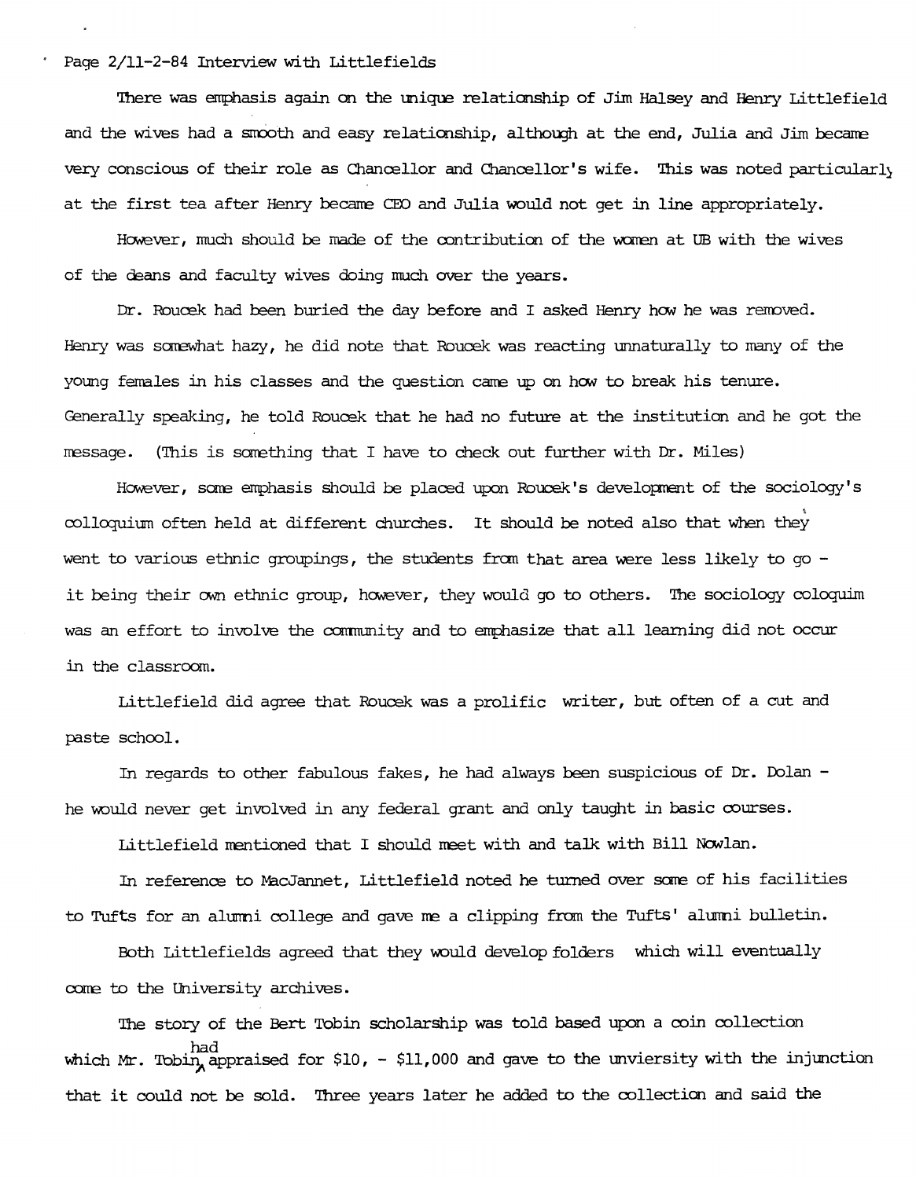Page 2/11-2-84 Interview with Littlefields

There was emphasis again on the unique relationship of Jim Halsey and Henry Littlefield and the wives had a smooth and easy relationship, although at the end, Julia and Jim became very conscious of their role as Chancellor and Chancellor's wife. This was noted particularly at the first tea after Henry became CEO and Julia would not get in line appropriately.

However, much should be made of the contribution of the women at UB with the wives of the deans and faculty wives doing much over the years.

Dr. Roucek had been buried the day before and I asked Henry how he was removed. Henry was somewhat hazy, he did note that Roucek was reacting unnaturally to many of the young females in his classes and the question came up on how to break his tenure. Generally speaking, he told Roucek that he had no future at the institution and he got the message. (This is something that I have to check out further with Dr. Miles)

However, some emphasis should be placed upon Roucek's development of the sociology's colloquium often held at different churches. It should be noted also that when they went to various ethnic groupings, the students from that area were less likely to go - it being their own ethnic group, however, they would go to others. The sociology coloquim was an effort to involve the community and to emphasize that all learning did not occur in the classroom.

Littlefield did agree that Roucek was a prolific writer, but often of a cut and paste school.

In regards to other fabulous fakes, he had always been suspicious of Dr. Dolan - he would never get involved in any federal grant and only taught in basic courses.

Littlefield mentioned that I should meet with and talk with Bill Nowlan.

In reference to MacJannet, Littlefield noted he turned over some of his facilities to Tufts for an alumni college and gave me a clipping from the Tufts' alumni bulletin.

Both Littlefields agreed that they would develop folders which will eventually come to the University archives.

The story of the Bert Tobin scholarship was told based upon a coin collection which Mr. Tobin had appraised for $10, - $11,000 and gave to the unviersity with the injunction that it could not be sold. Three years later he added to the collection and said the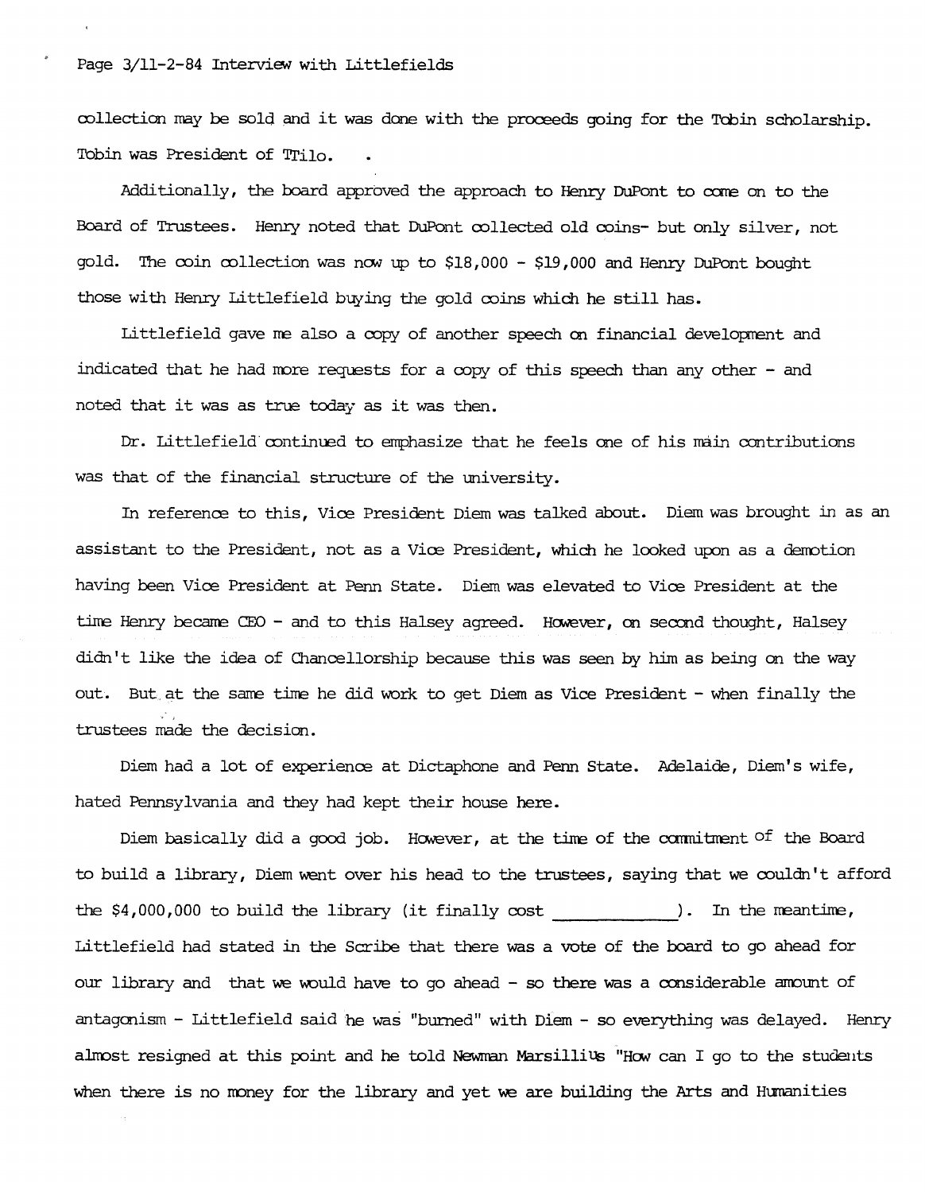collection may be sold and it was done with the proceeds going for the Tobin scholarship. Tobin was President of TTilo.

Additionally, the board approved the approach to Henry DuPont to come on to the Board of Trustees. Henry noted that DuPont collected old coins- but only silver, not gold. The coin collection was now up to $18,000 - $19,000 and Henry DuPont bought those with Henry Littlefield buying the gold coins which he still has.

Littlefield gave me also a copy of another speech on financial development and indicated that he had more requests for a copy of this speech than any other - and noted that it was as true today as it was then.

Dr. Littlefield continued to emphasize that he feels one of his main contributions was that of the financial structure of the university.

In reference to this, Vice President Diem was talked about. Diem was brought in as an assistant to the President, not as a Vice President, which he looked upon as a demotion having been Vice President at Penn State. Diem was elevated to Vice President at the time Henry became CEO - and to this Halsey agreed. However, on second thought, Halsey didn't like the idea of Chancellorship because this was seen by him as being on the way out. But at the same time he did work to get Diem as Vice President - when finally the trustees made the decision.

Diem had a lot of experience at Dictaphone and Penn State. Adelaide, Diem's wife, hated Pennsylvania and they had kept their house here.

Diem basically did a good job. However, at the time of the commitment of the Board to build a library, Diem went over his head to the trustees, saying that we couldn't afford the $4,000,000 to build the library (it finally cost ____________). In the meantime, Littlefield had stated in the Scribe that there was a vote of the board to go ahead for our library and that we would have to go ahead - so there was a considerable amount of antagonism - Littlefield said he was "burned" with Diem - so everything was delayed. Henry almost resigned at this point and he told Newman Marsillius "How can I go to the students when there is no money for the library and yet we are building the Arts and Humanities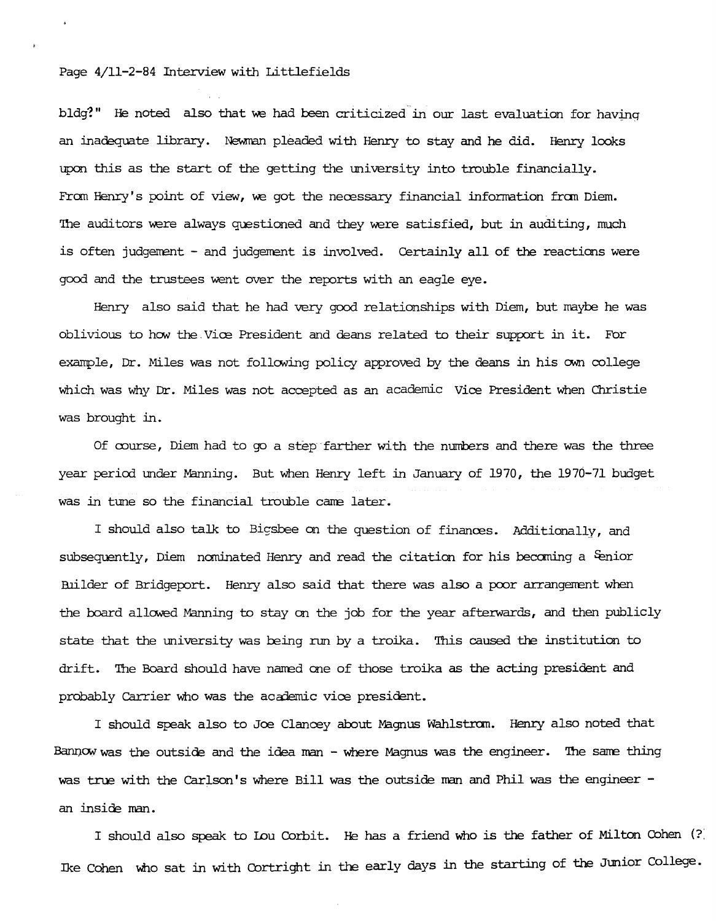bldg?" He noted also that we had been criticized in our last evaluation for having an inadequate library. Newman pleaded with Henry to stay and he did. Henry looks upon this as the start of the getting the university into trouble financially. From Henry's point of view, we got the necessary financial information from Diem. The auditors were always questioned and they were satisfied, but in auditing, much is often judgement - and judgement is involved. Certainly all of the reactions were good and the trustees went over the reports with an eagle eye.

Henry also said that he had very good relationships with Diem, but maybe he was oblivious to how the Vice President and deans related to their support in it. For example, Dr. Miles was not following policy approved by the deans in his own college which was why Dr. Miles was not accepted as an academic Vice President when Christie was brought in.

Of course, Diem had to go a step farther with the numbers and there was the three year period under Manning. But when Henry left in January of 1970, the 1970-71 budget was in tune so the financial trouble came later.

I should also talk to Bigsbee on the question of finances. Additionally, and subsequently, Diem nominated Henry and read the citation for his becoming a Senior Builder of Bridgeport. Henry also said that there was also a poor arrangement when the board allowed Manning to stay on the job for the year afterwards, and then publicly state that the university was being run by a troika. This caused the institution to drift. The Board should have named one of those troika as the acting president and probably Carrier who was the academic vice president.

I should speak also to Joe Clancey about Magnus Wahlstrom. Henry also noted that Bannow was the outside and the idea man - where Magnus was the engineer. The same thing was true with the Carlson's where Bill was the outside man and Phil was the engineer - an inside man.

I should also speak to Lou Corbit. He has a friend who is the father of Milton Cohen (? Ike Cohen who sat in with Cortright in the early days in the starting of the Junior College.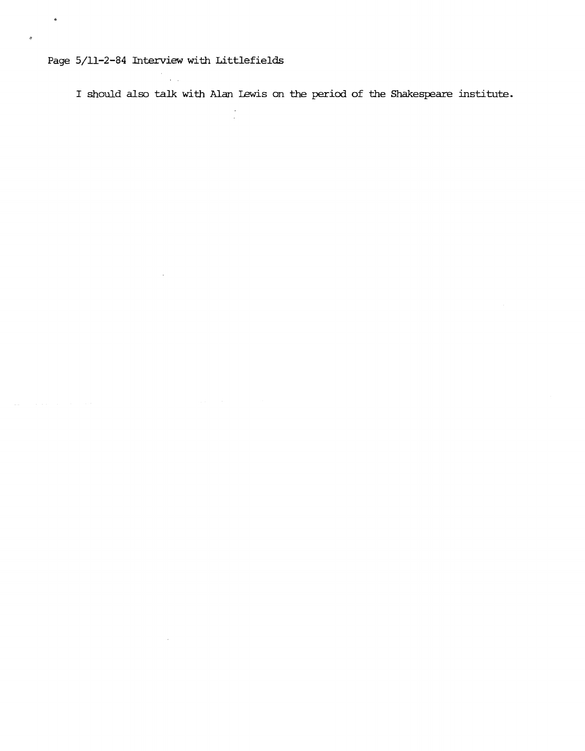I should also talk with Alan Lewis on the period of the Shakespeare institute.